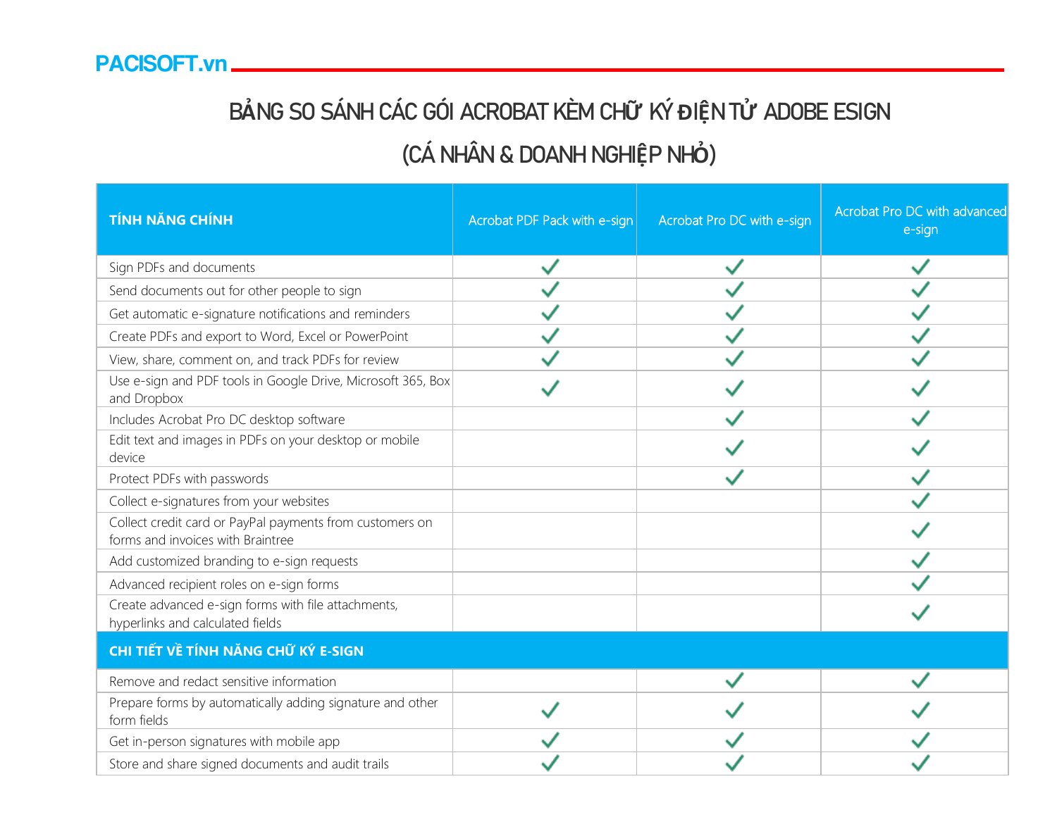# BẢNG SO SÁNH CÁC GÓI ACROBAT KÈM CHỮ KÝ ĐIỆN TỬ ADOBE ESIGN

## (CÁ NHÂN & DOANH NGHIỆP NHỎ)

| TÍNH NĂNG CHÍNH | Acrobat PDF Pack with e-sign | Acrobat Pro DC with e-sign | Acrobat Pro DC with advanced e-sign |
|---|---|---|---|
| Sign PDFs and documents | ✓ | ✓ | ✓ |
| Send documents out for other people to sign | ✓ | ✓ | ✓ |
| Get automatic e-signature notifications and reminders | ✓ | ✓ | ✓ |
| Create PDFs and export to Word, Excel or PowerPoint | ✓ | ✓ | ✓ |
| View, share, comment on, and track PDFs for review | ✓ | ✓ | ✓ |
| Use e-sign and PDF tools in Google Drive, Microsoft 365, Box and Dropbox | ✓ | ✓ | ✓ |
| Includes Acrobat Pro DC desktop software | | ✓ | ✓ |
| Edit text and images in PDFs on your desktop or mobile device | | ✓ | ✓ |
| Protect PDFs with passwords | | ✓ | ✓ |
| Collect e-signatures from your websites | | | ✓ |
| Collect credit card or PayPal payments from customers on forms and invoices with Braintree | | | ✓ |
| Add customized branding to e-sign requests | | | ✓ |
| Advanced recipient roles on e-sign forms | | | ✓ |
| Create advanced e-sign forms with file attachments, hyperlinks and calculated fields | | | ✓ |
| **CHI TIẾT VỀ TÍNH NĂNG CHỮ KÝ E-SIGN** | | | |
| Remove and redact sensitive information | | ✓ | ✓ |
| Prepare forms by automatically adding signature and other form fields | ✓ | ✓ | ✓ |
| Get in-person signatures with mobile app | ✓ | ✓ | ✓ |
| Store and share signed documents and audit trails | ✓ | ✓ | ✓ |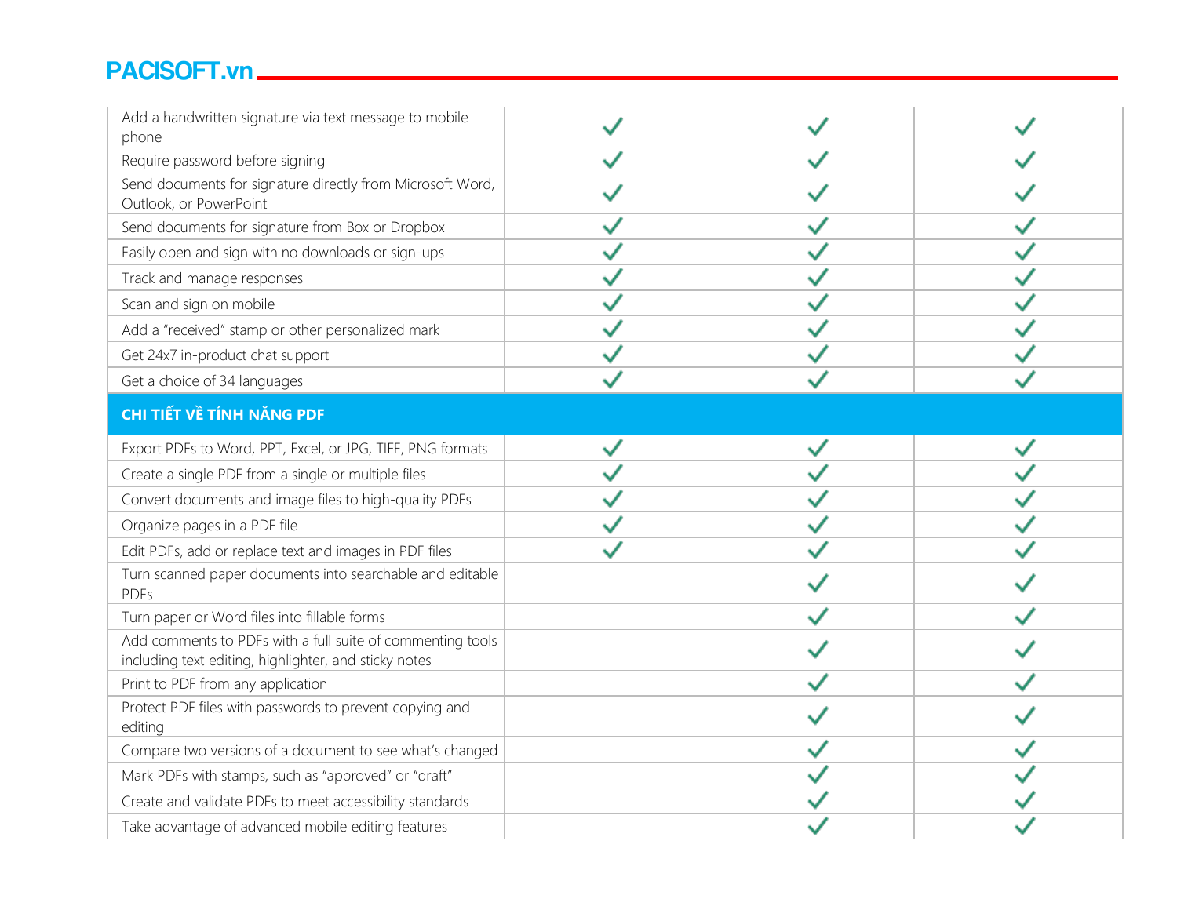| | | | |
|---|---|---|---|
| Add a handwritten signature via text message to mobile phone | ✓ | ✓ | ✓ |
| Require password before signing | ✓ | ✓ | ✓ |
| Send documents for signature directly from Microsoft Word, Outlook, or PowerPoint | ✓ | ✓ | ✓ |
| Send documents for signature from Box or Dropbox | ✓ | ✓ | ✓ |
| Easily open and sign with no downloads or sign-ups | ✓ | ✓ | ✓ |
| Track and manage responses | ✓ | ✓ | ✓ |
| Scan and sign on mobile | ✓ | ✓ | ✓ |
| Add a "received" stamp or other personalized mark | ✓ | ✓ | ✓ |
| Get 24x7 in-product chat support | ✓ | ✓ | ✓ |
| Get a choice of 34 languages | ✓ | ✓ | ✓ |
| **CHI TIẾT VỀ TÍNH NĂNG PDF** | | | |
| Export PDFs to Word, PPT, Excel, or JPG, TIFF, PNG formats | ✓ | ✓ | ✓ |
| Create a single PDF from a single or multiple files | ✓ | ✓ | ✓ |
| Convert documents and image files to high-quality PDFs | ✓ | ✓ | ✓ |
| Organize pages in a PDF file | ✓ | ✓ | ✓ |
| Edit PDFs, add or replace text and images in PDF files | ✓ | ✓ | ✓ |
| Turn scanned paper documents into searchable and editable PDFs | | ✓ | ✓ |
| Turn paper or Word files into fillable forms | | ✓ | ✓ |
| Add comments to PDFs with a full suite of commenting tools including text editing, highlighter, and sticky notes | | ✓ | ✓ |
| Print to PDF from any application | | ✓ | ✓ |
| Protect PDF files with passwords to prevent copying and editing | | ✓ | ✓ |
| Compare two versions of a document to see what's changed | | ✓ | ✓ |
| Mark PDFs with stamps, such as "approved" or "draft" | | ✓ | ✓ |
| Create and validate PDFs to meet accessibility standards | | ✓ | ✓ |
| Take advantage of advanced mobile editing features | | ✓ | ✓ |